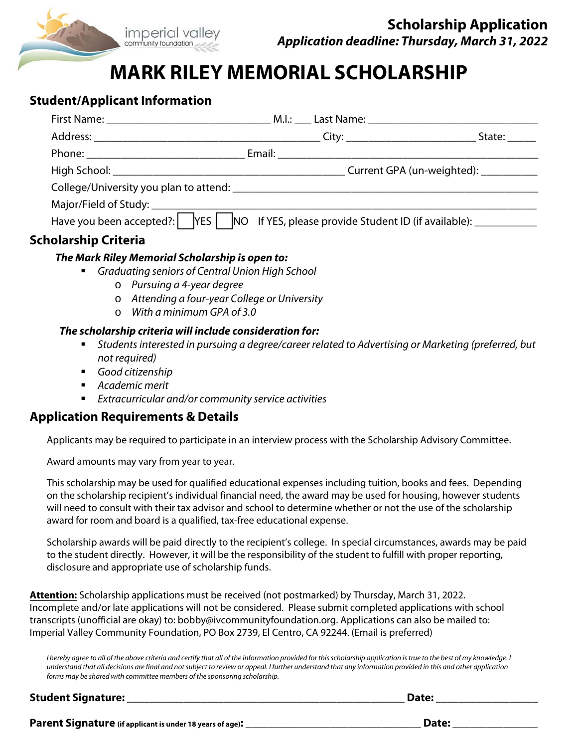imperial valley
community foundation

**Scholarship Application**

***Application deadline: Thursday, March 31, 2022***

# MARK RILEY MEMORIAL SCHOLARSHIP

## Student/Applicant Information

First Name: ____________________________ M.I.: ___ Last Name: ____________________________

Address: ________________________________________ City: ______________________ State: _____

Phone: ____________________________ Email: ______________________________________________

High School: ________________________________________ Current GPA (un-weighted): __________

College/University you plan to attend: ______________________________________________________

Major/Field of Study: ______________________________________________________________________

Have you been accepted?: ☐ YES ☐ NO If YES, please provide Student ID (if available): __________

## Scholarship Criteria

***The Mark Riley Memorial Scholarship is open to:***

- *Graduating seniors of Central Union High School*
  - *Pursuing a 4-year degree*
  - *Attending a four-year College or University*
  - *With a minimum GPA of 3.0*

***The scholarship criteria will include consideration for:***

- *Students interested in pursuing a degree/career related to Advertising or Marketing (preferred, but not required)*
- *Good citizenship*
- *Academic merit*
- *Extracurricular and/or community service activities*

## Application Requirements & Details

Applicants may be required to participate in an interview process with the Scholarship Advisory Committee.

Award amounts may vary from year to year.

This scholarship may be used for qualified educational expenses including tuition, books and fees. Depending on the scholarship recipient's individual financial need, the award may be used for housing, however students will need to consult with their tax advisor and school to determine whether or not the use of the scholarship award for room and board is a qualified, tax-free educational expense.

Scholarship awards will be paid directly to the recipient's college. In special circumstances, awards may be paid to the student directly. However, it will be the responsibility of the student to fulfill with proper reporting, disclosure and appropriate use of scholarship funds.

**Attention:** Scholarship applications must be received (not postmarked) by Thursday, March 31, 2022. Incomplete and/or late applications will not be considered. Please submit completed applications with school transcripts (unofficial are okay) to: bobby@ivcommunityfoundation.org. Applications can also be mailed to: Imperial Valley Community Foundation, PO Box 2739, El Centro, CA 92244. (Email is preferred)

*I hereby agree to all of the above criteria and certify that all of the information provided for this scholarship application is true to the best of my knowledge. I understand that all decisions are final and not subject to review or appeal. I further understand that any information provided in this and other application forms may be shared with committee members of the sponsoring scholarship.*

**Student Signature:** ______________________________________________ **Date:** ________________

**Parent Signature** **(if applicant is under 18 years of age):** ______________________________ **Date:** ______________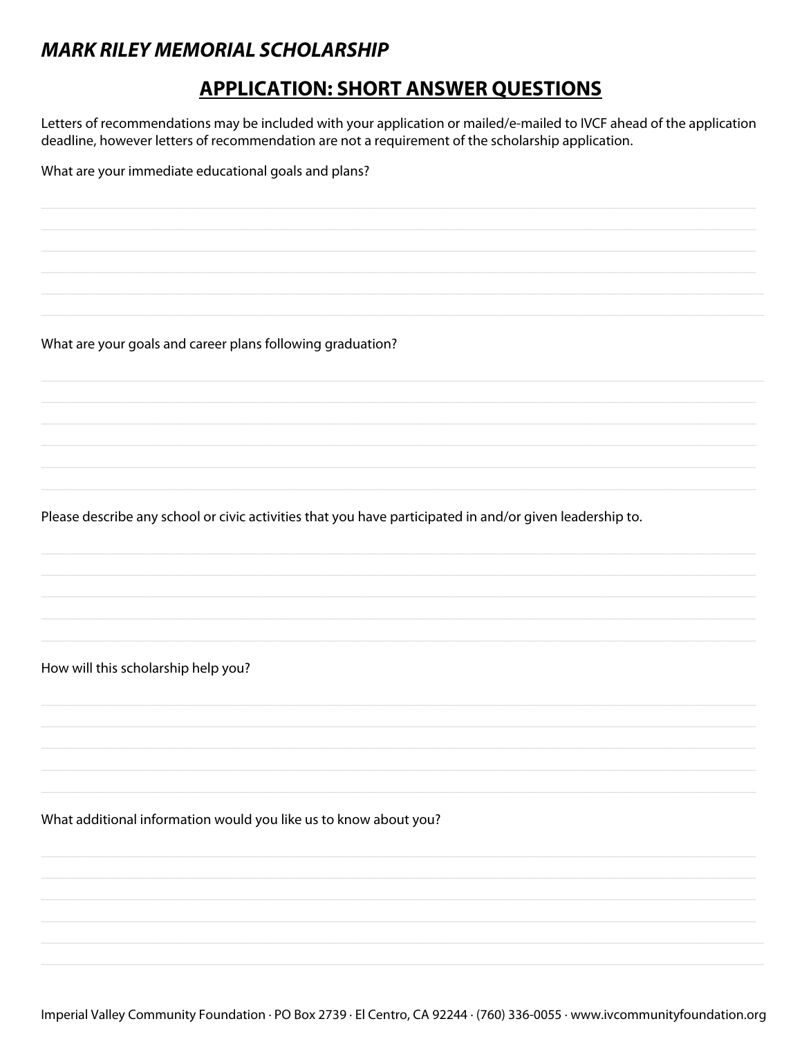***MARK RILEY MEMORIAL SCHOLARSHIP***

## APPLICATION: SHORT ANSWER QUESTIONS

Letters of recommendations may be included with your application or mailed/e-mailed to IVCF ahead of the application deadline, however letters of recommendation are not a requirement of the scholarship application.

What are your immediate educational goals and plans?

What are your goals and career plans following graduation?

Please describe any school or civic activities that you have participated in and/or given leadership to.

How will this scholarship help you?

What additional information would you like us to know about you?

Imperial Valley Community Foundation · PO Box 2739 · El Centro, CA 92244 · (760) 336-0055 · www.ivcommunityfoundation.org